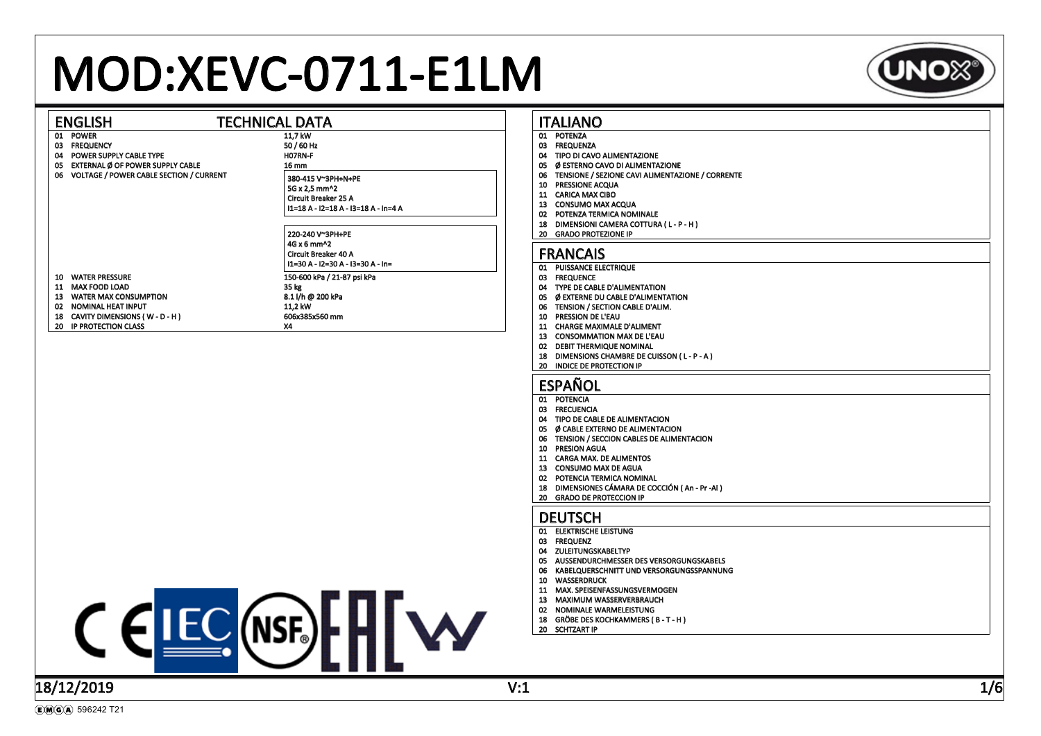# MOD:XEVC-0711-E1LM

## ENGLISH — TECHNICAL DATA

| | | |
|---|---|---|
| 01 | POWER | 11,7 kW |
| 03 | FREQUENCY | 50 / 60 Hz |
| 04 | POWER SUPPLY CABLE TYPE | H07RN-F |
| 05 | EXTERNAL Ø OF POWER SUPPLY CABLE | 16 mm |
| 06 | VOLTAGE / POWER CABLE SECTION / CURRENT | 380-415 V~3PH+N+PE<br>5G x 2,5 mm^2<br>Circuit Breaker 25 A<br>I1=18 A - I2=18 A - I3=18 A - In=4 A |
| | | 220-240 V~3PH+PE<br>4G x 6 mm^2<br>Circuit Breaker 40 A<br>I1=30 A - I2=30 A - I3=30 A - In= |
| 10 | WATER PRESSURE | 150-600 kPa / 21-87 psi kPa |
| 11 | MAX FOOD LOAD | 35 kg |
| 13 | WATER MAX CONSUMPTION | 8.1 l/h @ 200 kPa |
| 02 | NOMINAL HEAT INPUT | 11,2 kW |
| 18 | CAVITY DIMENSIONS ( W - D - H ) | 606x385x560 mm |
| 20 | IP PROTECTION CLASS | X4 |

## ITALIANO

01 POTENZA
03 FREQUENZA
04 TIPO DI CAVO ALIMENTAZIONE
05 Ø ESTERNO CAVO DI ALIMENTAZIONE
06 TENSIONE / SEZIONE CAVI ALIMENTAZIONE / CORRENTE
10 PRESSIONE ACQUA
11 CARICA MAX CIBO
13 CONSUMO MAX ACQUA
02 POTENZA TERMICA NOMINALE
18 DIMENSIONI CAMERA COTTURA ( L - P - H )
20 GRADO PROTEZIONE IP

## FRANCAIS

01 PUISSANCE ELECTRIQUE
03 FREQUENCE
04 TYPE DE CABLE D'ALIMENTATION
05 Ø EXTERNE DU CABLE D'ALIMENTATION
06 TENSION / SECTION CABLE D'ALIM.
10 PRESSION DE L'EAU
11 CHARGE MAXIMALE D'ALIMENT
13 CONSOMMATION MAX DE L'EAU
02 DEBIT THERMIQUE NOMINAL
18 DIMENSIONS CHAMBRE DE CUISSON ( L - P - A )
20 INDICE DE PROTECTION IP

## ESPAÑOL

01 POTENCIA
03 FRECUENCIA
04 TIPO DE CABLE DE ALIMENTACION
05 Ø CABLE EXTERNO DE ALIMENTACION
06 TENSION / SECCION CABLES DE ALIMENTACION
10 PRESION AGUA
11 CARGA MAX. DE ALIMENTOS
13 CONSUMO MAX DE AGUA
02 POTENCIA TERMICA NOMINAL
18 DIMENSIONES CÁMARA DE COCCIÓN ( An - Pr -Al )
20 GRADO DE PROTECCION IP

## DEUTSCH

01 ELEKTRISCHE LEISTUNG
03 FREQUENZ
04 ZULEITUNGSKABELTYP
05 AUSSENDURCHMESSER DES VERSORGUNGSKABELS
06 KABELQUERSCHNITT UND VERSORGUNGSSPANNUNG
10 WASSERDRUCK
11 MAX. SPEISENFASSUNGSVERMOGEN
13 MAXIMUM WASSERVERBRAUCH
02 NOMINALE WARMELEISTUNG
18 GRÖBE DES KOCHKAMMERS ( B - T - H )
20 SCHTZART IP

18/12/2019 V:1

596242 T21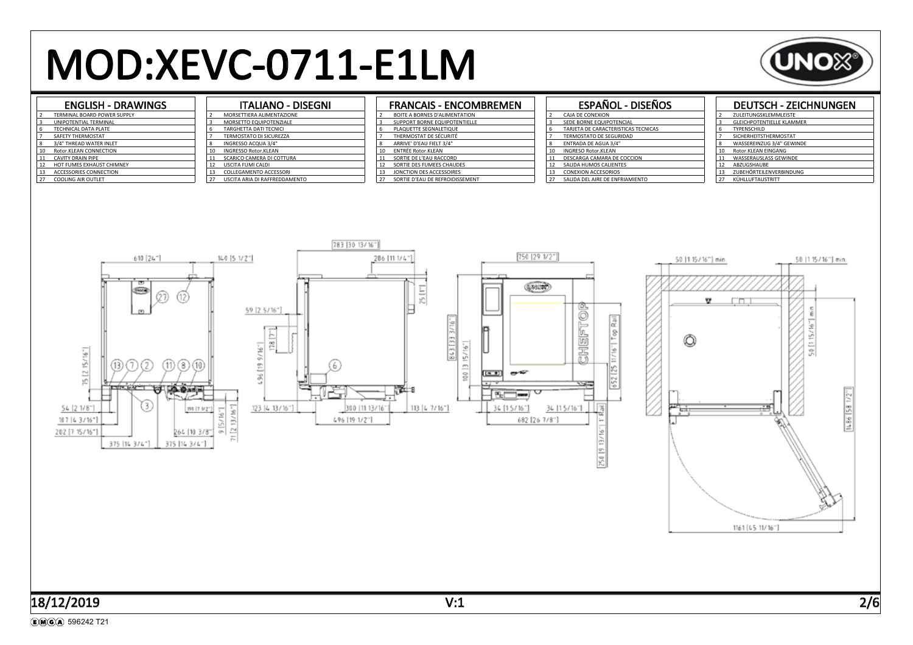# MOD:XEVC-0711-E1LM

UNOX

## ENGLISH - DRAWINGS

| | |
|---|---|
| 2 | TERMINAL BOARD POWER SUPPLY |
| 3 | UNIPOTENTIAL TERMINAL |
| 6 | TECHNICAL DATA PLATE |
| 7 | SAFETY THERMOSTAT |
| 8 | 3/4" THREAD WATER INLET |
| 10 | Rotor.KLEAN CONNECTION |
| 11 | CAVITY DRAIN PIPE |
| 12 | HOT FUMES EXHAUST CHIMNEY |
| 13 | ACCESSORIES CONNECTION |
| 27 | COOLING AIR OUTLET |

## ITALIANO - DISEGNI

| | |
|---|---|
| 2 | MORSETTIERA ALIMENTAZIONE |
| 3 | MORSETTO EQUIPOTENZIALE |
| 6 | TARGHETTA DATI TECNICI |
| 7 | TERMOSTATO DI SICUREZZA |
| 8 | INGRESSO ACQUA 3/4" |
| 10 | INGRESSO Rotor.KLEAN |
| 11 | SCARICO CAMERA DI COTTURA |
| 12 | USCITA FUMI CALDI |
| 13 | COLLEGAMENTO ACCESSORI |
| 27 | USCITA ARIA DI RAFFREDDAMENTO |

## FRANCAIS - ENCOMBREMEN

| | |
|---|---|
| 2 | BOITE A BORNES D'ALIMENTATION |
| 3 | SUPPORT BORNE EQUIPOTENTIELLE |
| 6 | PLAQUETTE SEGNALETIQUE |
| 7 | THERMOSTAT DE SÉCURITÉ |
| 8 | ARRIVE' D'EAU FIELT 3/4" |
| 10 | ENTRÉE Rotor.KLEAN |
| 11 | SORTIE DE L'EAU RACCORD |
| 12 | SORTIE DES FUMEES CHAUDES |
| 13 | JONCTION DES ACCESSOIRES |
| 27 | SORTIE D'EAU DE REFROIDISSEMENT |

## ESPAÑOL - DISEÑOS

| | |
|---|---|
| 2 | CAJA DE CONEXION |
| 3 | SEDE BORNE EQUIPOTENCIAL |
| 6 | TARJETA DE CARACTERISTICAS TECNICAS |
| 7 | TERMOSTATO DE SEGURIDAD |
| 8 | ENTRADA DE AGUA 3/4" |
| 10 | INGRESO Rotor.KLEAN |
| 11 | DESCARGA CAMARA DE COCCION |
| 12 | SALIDA HUMOS CALIENTES |
| 13 | CONEXION ACCESORIOS |
| 27 | SALIDA DEL AIRE DE ENFRIAMIENTO |

## DEUTSCH - ZEICHNUNGEN

| | |
|---|---|
| 2 | ZULEITUNGSKLEMMLEISTE |
| 3 | GLEICHPOTENTIELLE KLAMMER |
| 6 | TYPENSCHILD |
| 7 | SICHERHEITSTHERMOSTAT |
| 8 | WASSEREINZUG 3/4" GEWINDE |
| 10 | Rotor.KLEAN EINGANG |
| 11 | WASSERAUSLASS GEWINDE |
| 12 | ABZUGSHAUBE |
| 13 | ZUBEHÖRTEILENVERBINDUNG |
| 27 | KÜHLLUFTAUSTRITT |

18/12/2019 V:1

596242 T21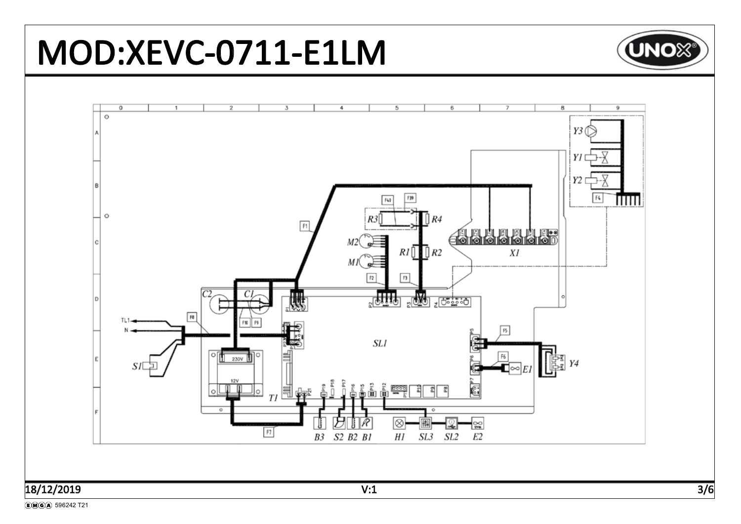# MOD:XEVC-0711-E1LM

UNOX

Y3, Y1, Y2, F4, F1, F40, F39, R3, R4, M2, M1, R1, R2, X1, F2, F3, C2, C1, P1, P2, P3, P4, F8, F10, F9, TL1, N, SL1, P5, F5, Y4, F6, E1, S1, 230V, 12V, T1, P21, P19, P18, P17, P16, P15, P13, P12, P11, P10, P9, P8, P7, P6, F7, B3, S2, B2, B1, H1, SL3, SL2, E2

18/12/2019

V:1

EMGA 596242 T21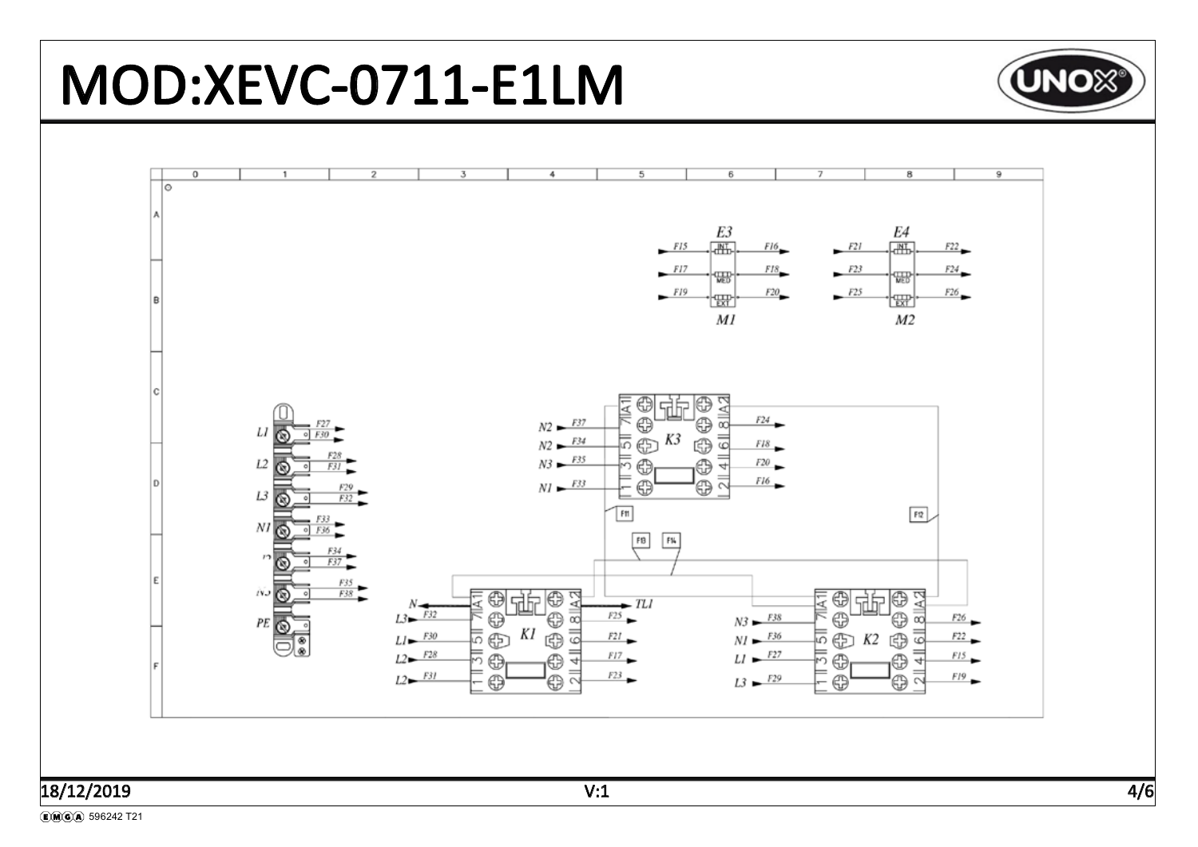# MOD:XEVC-0711-E1LM

E3

F15 — INT — F16

F17 — MED — F18

F19 — EXT — F20

M1

E4

F21 — INT — F22

F23 — MED — F24

F25 — EXT — F26

M2

L1 — F27, F30

L2 — F28, F31

L3 — F29, F32

N1 — F33, F36

N2 — F34, F37

N3 — F35, F38

PE

K3

N2 — F37 — A1

N2 — F34 — 5

N3 — F35 — 3

N1 — F33 — 1

A2

8 — F24

6 — F18

4 — F20

2 — F16

F11 F12 F13 F14

K1

N — A1

L3 — F32 — 7

L1 — F30 — 5

L2 — F28 — 3

L2 — F31 — 1

A2 — TL1

8 — F25

6 — F21

4 — F17

2 — F23

K2

N3 — F38 — 7

N1 — F36 — 5

L1 — F27 — 3

L3 — F29 — 1

A1 A2

8 — F26

6 — F22

4 — F15

2 — F19

18/12/2019 V:1

596242 T21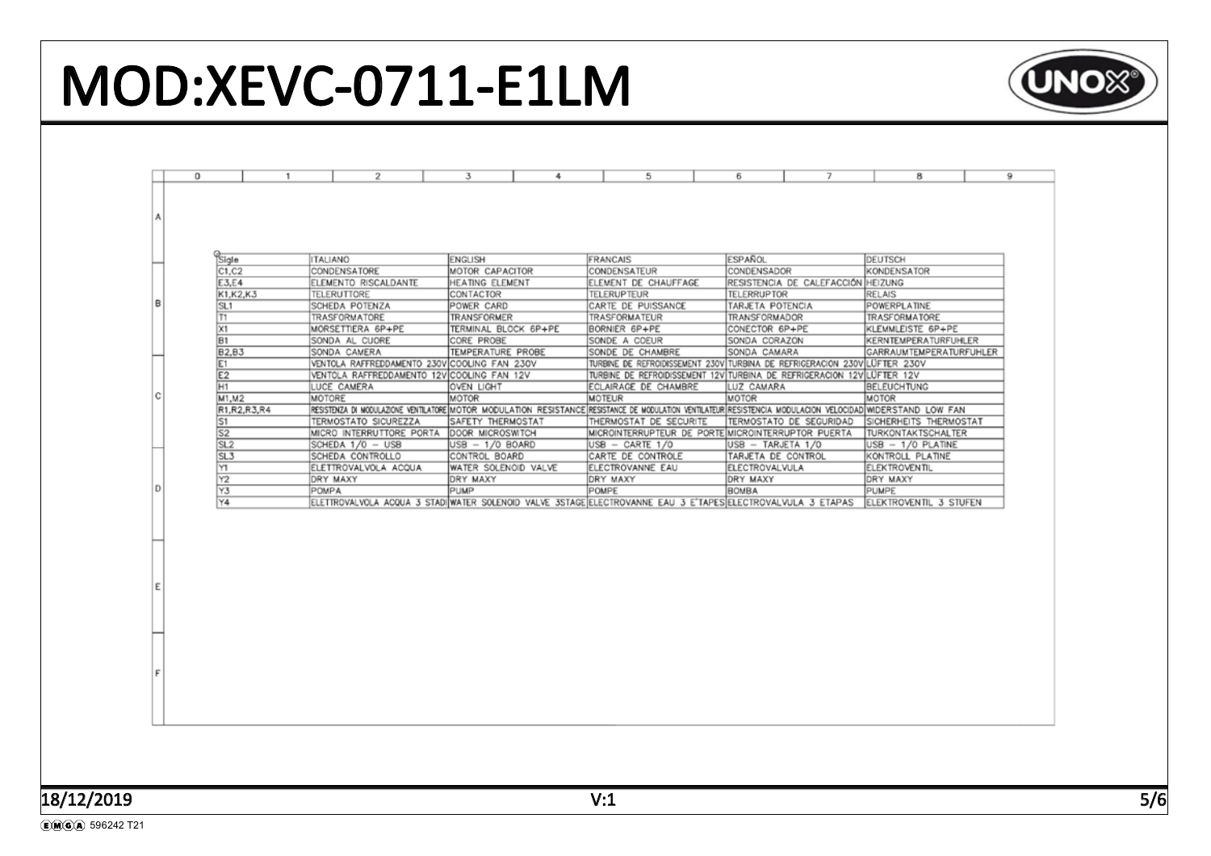# MOD:XEVC-0711-E1LM

| Sigle | ITALIANO | ENGLISH | FRANCAIS | ESPAÑOL | DEUTSCH |
|---|---|---|---|---|---|
| C1,C2 | CONDENSATORE | MOTOR CAPACITOR | CONDENSATEUR | CONDENSADOR | KONDENSATOR |
| E3,E4 | ELEMENTO RISCALDANTE | HEATING ELEMENT | ELEMENT DE CHAUFFAGE | RESISTENCIA DE CALEFACCIÓN | HEIZUNG |
| K1,K2,K3 | TELERUTTORE | CONTACTOR | TELERUPTEUR | TELERRUPTOR | RELAIS |
| SL1 | SCHEDA POTENZA | POWER CARD | CARTE DE PUISSANCE | TARJETA POTENCIA | POWERPLATINE |
| T1 | TRASFORMATORE | TRANSFORMER | TRASFORMATEUR | TRANSFORMADOR | TRASFORMATORE |
| X1 | MORSETTIERA 6P+PE | TERMINAL BLOCK 6P+PE | BORNIER 6P+PE | CONECTOR 6P+PE | KLEMMLEISTE 6P+PE |
| B1 | SONDA AL CUORE | CORE PROBE | SONDE A COEUR | SONDA CORAZON | KERNTEMPERATURFUHLER |
| B2,B3 | SONDA CAMERA | TEMPERATURE PROBE | SONDE DE CHAMBRE | SONDA CAMARA | GARRAUMTEMPERATURFUHLER |
| E1 | VENTOLA RAFFREDDAMENTO 230V | COOLING FAN 230V | TURBINE DE REFROIDISSEMENT 230V | TURBINA DE REFRIGERACION 230V | LÜFTER 230V |
| E2 | VENTOLA RAFFREDDAMENTO 12V | COOLING FAN 12V | TURBINE DE REFROIDISSEMENT 12V | TURBINA DE REFRIGERACION 12V | LÜFTER 12V |
| H1 | LUCE CAMERA | OVEN LIGHT | ECLAIRAGE DE CHAMBRE | LUZ CAMARA | BELEUCHTUNG |
| M1,M2 | MOTORE | MOTOR | MOTEUR | MOTOR | MOTOR |
| R1,R2,R3,R4 | RESISTENZA DI MODULAZIONE VENTILATORE | MOTOR MODULATION RESISTANCE | RESISTANCE DE MODULATION VENTILATEUR | RESISTENCIA MODULACION VELOCIDAD | WIDERSTAND LOW FAN |
| S1 | TERMOSTATO SICUREZZA | SAFETY THERMOSTAT | THERMOSTAT DE SECURITE | TERMOSTATO DE SEGURIDAD | SICHERHEITS THERMOSTAT |
| S2 | MICRO INTERRUTTORE PORTA | DOOR MICROSWITCH | MICROINTERRUPTEUR DE PORTE | MICROINTERRUPTOR PUERTA | TURKONTAKTSCHALTER |
| SL2 | SCHEDA 1/0 – USB | USB – 1/0 BOARD | USB – CARTE 1/0 | USB – TARJETA 1/0 | USB – 1/0 PLATINE |
| SL3 | SCHEDA CONTROLLO | CONTROL BOARD | CARTE DE CONTROLE | TARJETA DE CONTROL | KONTROLL PLATINE |
| Y1 | ELETTROVALVOLA ACQUA | WATER SOLENOID VALVE | ELECTROVANNE EAU | ELECTROVALVULA | ELEKTROVENTIL |
| Y2 | DRY MAXY | DRY MAXY | DRY MAXY | DRY MAXY | DRY MAXY |
| Y3 | POMPA | PUMP | POMPE | BOMBA | PUMPE |
| Y4 | ELETTROVALVOLA ACQUA 3 STADI | WATER SOLENOID VALVE 3STAGE | ELECTROVANNE EAU 3 E'TAPES | ELECTROVALVULA 3 ETAPAS | ELEKTROVENTIL 3 STUFEN |

18/12/2019 V:1

EMGA 596242 T21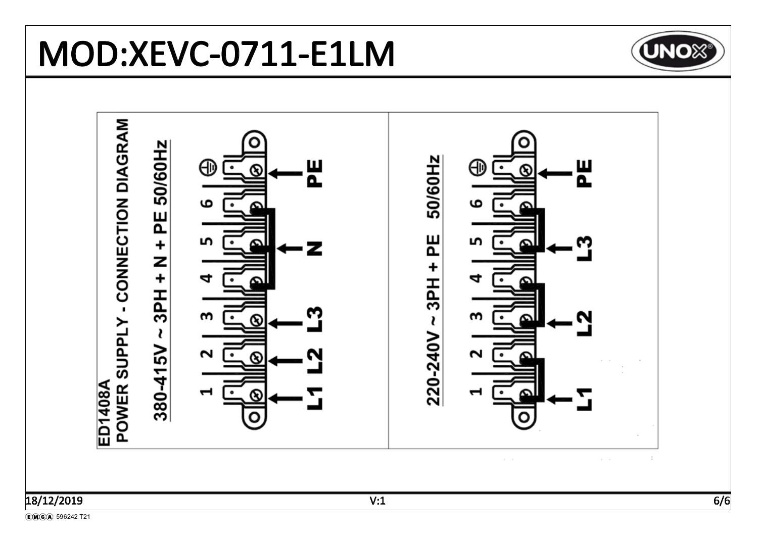# MOD:XEVC-0711-E1LM

ED1408A
POWER SUPPLY - CONNECTION DIAGRAM

380-415V ~ 3PH + N + PE 50/60Hz

1 2 3 4 5 6 ⏚

L1 L2 L3 N PE

220-240V ~ 3PH + PE 50/60Hz

1 2 3 4 5 6 ⏚

L1 L2 L3 PE

18/12/2019

V:1

EMGA 596242 T21